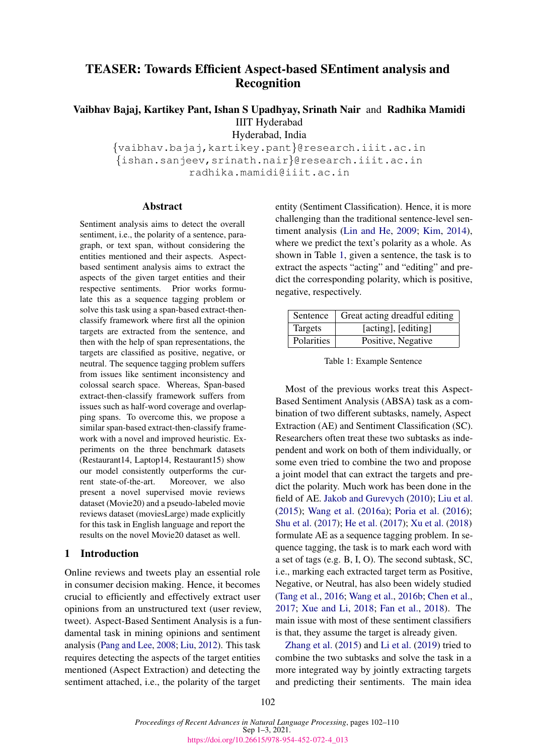# TEASER: Towards Efficient Aspect-based SEntiment analysis and Recognition

**Vaibhav Bajaj, Kartikey Pant, Ishan S Upadhyay, Srinath Nair** and **Radhika Mamidi**
IIIT Hyderabad
Hyderabad, India
{vaibhav.bajaj,kartikey.pant}@research.iiit.ac.in
{ishan.sanjeev,srinath.nair}@research.iiit.ac.in
radhika.mamidi@iiit.ac.in

## Abstract

Sentiment analysis aims to detect the overall sentiment, i.e., the polarity of a sentence, paragraph, or text span, without considering the entities mentioned and their aspects. Aspect-based sentiment analysis aims to extract the aspects of the given target entities and their respective sentiments. Prior works formulate this as a sequence tagging problem or solve this task using a span-based extract-then-classify framework where first all the opinion targets are extracted from the sentence, and then with the help of span representations, the targets are classified as positive, negative, or neutral. The sequence tagging problem suffers from issues like sentiment inconsistency and colossal search space. Whereas, Span-based extract-then-classify framework suffers from issues such as half-word coverage and overlapping spans. To overcome this, we propose a similar span-based extract-then-classify framework with a novel and improved heuristic. Experiments on the three benchmark datasets (Restaurant14, Laptop14, Restaurant15) show our model consistently outperforms the current state-of-the-art. Moreover, we also present a novel supervised movie reviews dataset (Movie20) and a pseudo-labeled movie reviews dataset (moviesLarge) made explicitly for this task in English language and report the results on the novel Movie20 dataset as well.

## 1 Introduction

Online reviews and tweets play an essential role in consumer decision making. Hence, it becomes crucial to efficiently and effectively extract user opinions from an unstructured text (user review, tweet). Aspect-Based Sentiment Analysis is a fundamental task in mining opinions and sentiment analysis (Pang and Lee, 2008; Liu, 2012). This task requires detecting the aspects of the target entities mentioned (Aspect Extraction) and detecting the sentiment attached, i.e., the polarity of the target entity (Sentiment Classification). Hence, it is more challenging than the traditional sentence-level sentiment analysis (Lin and He, 2009; Kim, 2014), where we predict the text's polarity as a whole. As shown in Table 1, given a sentence, the task is to extract the aspects "acting" and "editing" and predict the corresponding polarity, which is positive, negative, respectively.

| Sentence | Great acting dreadful editing |
|---|---|
| Targets | [acting], [editing] |
| Polarities | Positive, Negative |

Table 1: Example Sentence

Most of the previous works treat this Aspect-Based Sentiment Analysis (ABSA) task as a combination of two different subtasks, namely, Aspect Extraction (AE) and Sentiment Classification (SC). Researchers often treat these two subtasks as independent and work on both of them individually, or some even tried to combine the two and propose a joint model that can extract the targets and predict the polarity. Much work has been done in the field of AE. Jakob and Gurevych (2010); Liu et al. (2015); Wang et al. (2016a); Poria et al. (2016); Shu et al. (2017); He et al. (2017); Xu et al. (2018) formulate AE as a sequence tagging problem. In sequence tagging, the task is to mark each word with a set of tags (e.g. B, I, O). The second subtask, SC, i.e., marking each extracted target term as Positive, Negative, or Neutral, has also been widely studied (Tang et al., 2016; Wang et al., 2016b; Chen et al., 2017; Xue and Li, 2018; Fan et al., 2018). The main issue with most of these sentiment classifiers is that, they assume the target is already given.

Zhang et al. (2015) and Li et al. (2019) tried to combine the two subtasks and solve the task in a more integrated way by jointly extracting targets and predicting their sentiments. The main idea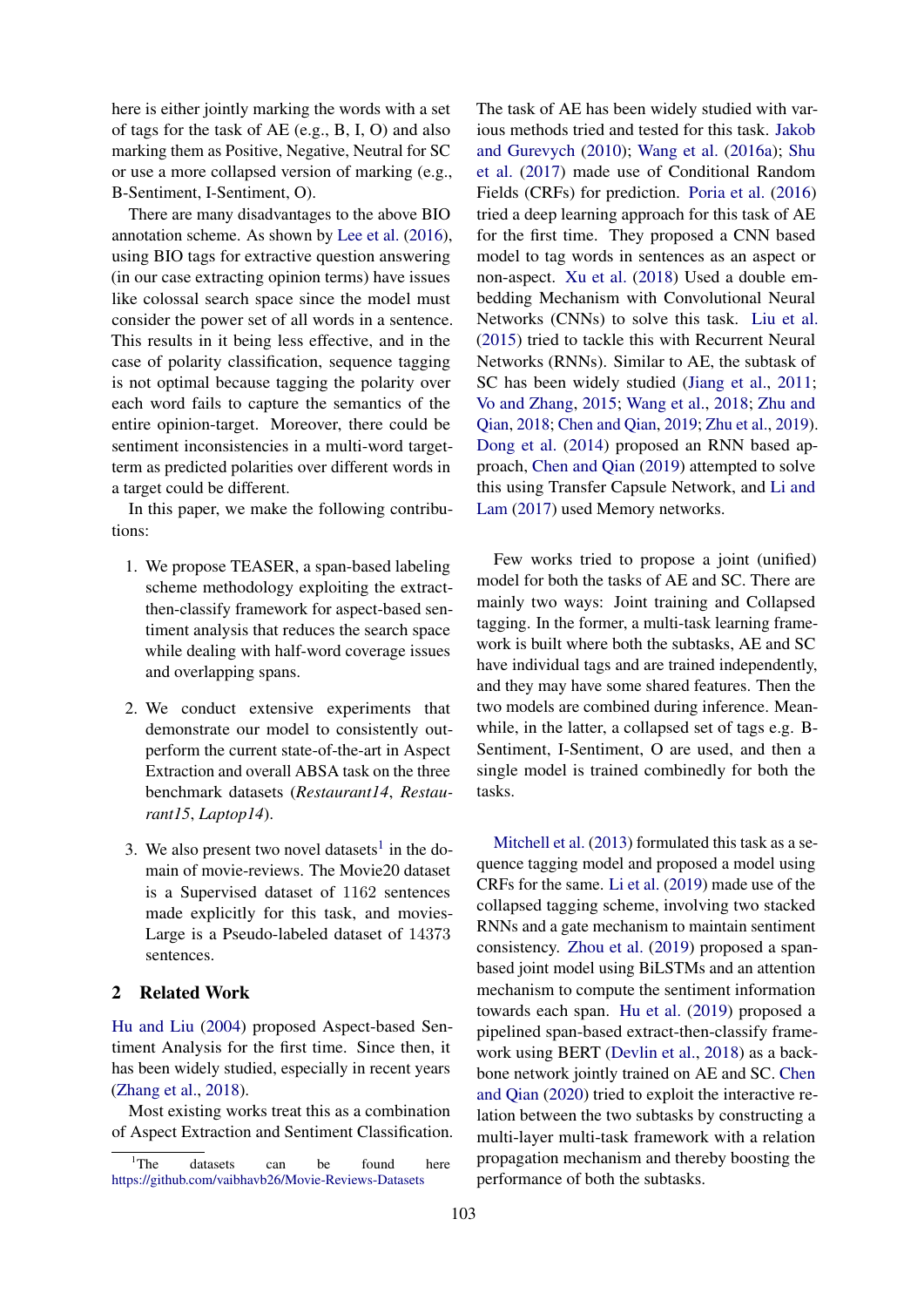here is either jointly marking the words with a set of tags for the task of AE (e.g., B, I, O) and also marking them as Positive, Negative, Neutral for SC or use a more collapsed version of marking (e.g., B-Sentiment, I-Sentiment, O).

There are many disadvantages to the above BIO annotation scheme. As shown by Lee et al. (2016), using BIO tags for extractive question answering (in our case extracting opinion terms) have issues like colossal search space since the model must consider the power set of all words in a sentence. This results in it being less effective, and in the case of polarity classification, sequence tagging is not optimal because tagging the polarity over each word fails to capture the semantics of the entire opinion-target. Moreover, there could be sentiment inconsistencies in a multi-word target-term as predicted polarities over different words in a target could be different.

In this paper, we make the following contributions:

1. We propose TEASER, a span-based labeling scheme methodology exploiting the extract-then-classify framework for aspect-based sentiment analysis that reduces the search space while dealing with half-word coverage issues and overlapping spans.

2. We conduct extensive experiments that demonstrate our model to consistently outperform the current state-of-the-art in Aspect Extraction and overall ABSA task on the three benchmark datasets (*Restaurant14*, *Restaurant15*, *Laptop14*).

3. We also present two novel datasets[1] in the domain of movie-reviews. The Movie20 dataset is a Supervised dataset of 1162 sentences made explicitly for this task, and movies-Large is a Pseudo-labeled dataset of 14373 sentences.

## 2 Related Work

Hu and Liu (2004) proposed Aspect-based Sentiment Analysis for the first time. Since then, it has been widely studied, especially in recent years (Zhang et al., 2018).

Most existing works treat this as a combination of Aspect Extraction and Sentiment Classification. The task of AE has been widely studied with various methods tried and tested for this task. Jakob and Gurevych (2010); Wang et al. (2016a); Shu et al. (2017) made use of Conditional Random Fields (CRFs) for prediction. Poria et al. (2016) tried a deep learning approach for this task of AE for the first time. They proposed a CNN based model to tag words in sentences as an aspect or non-aspect. Xu et al. (2018) Used a double embedding Mechanism with Convolutional Neural Networks (CNNs) to solve this task. Liu et al. (2015) tried to tackle this with Recurrent Neural Networks (RNNs). Similar to AE, the subtask of SC has been widely studied (Jiang et al., 2011; Vo and Zhang, 2015; Wang et al., 2018; Zhu and Qian, 2018; Chen and Qian, 2019; Zhu et al., 2019). Dong et al. (2014) proposed an RNN based approach, Chen and Qian (2019) attempted to solve this using Transfer Capsule Network, and Li and Lam (2017) used Memory networks.

Few works tried to propose a joint (unified) model for both the tasks of AE and SC. There are mainly two ways: Joint training and Collapsed tagging. In the former, a multi-task learning framework is built where both the subtasks, AE and SC have individual tags and are trained independently, and they may have some shared features. Then the two models are combined during inference. Meanwhile, in the latter, a collapsed set of tags e.g. B-Sentiment, I-Sentiment, O are used, and then a single model is trained combinedly for both the tasks.

Mitchell et al. (2013) formulated this task as a sequence tagging model and proposed a model using CRFs for the same. Li et al. (2019) made use of the collapsed tagging scheme, involving two stacked RNNs and a gate mechanism to maintain sentiment consistency. Zhou et al. (2019) proposed a span-based joint model using BiLSTMs and an attention mechanism to compute the sentiment information towards each span. Hu et al. (2019) proposed a pipelined span-based extract-then-classify framework using BERT (Devlin et al., 2018) as a backbone network jointly trained on AE and SC. Chen and Qian (2020) tried to exploit the interactive relation between the two subtasks by constructing a multi-layer multi-task framework with a relation propagation mechanism and thereby boosting the performance of both the subtasks.

[1] The datasets can be found here https://github.com/vaibhavb26/Movie-Reviews-Datasets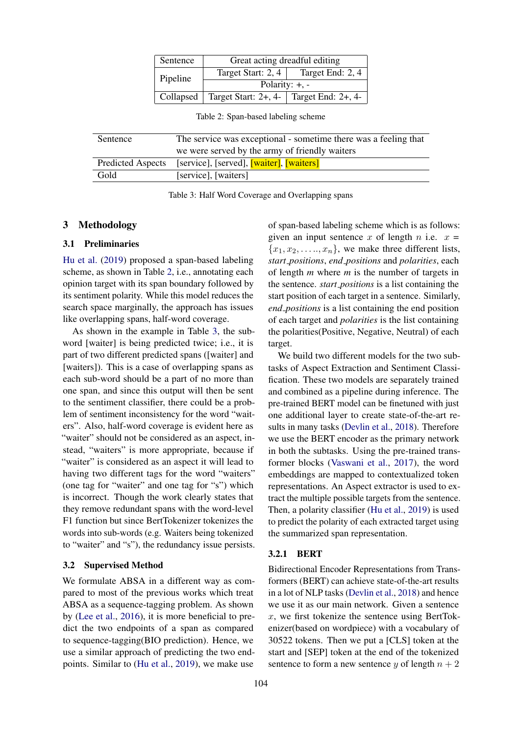| Sentence | Great acting dreadful editing | |
|---|---|---|
| Pipeline | Target Start: 2, 4 | Target End: 2, 4 |
| | Polarity: +, - | |
| Collapsed | Target Start: 2+, 4- | Target End: 2+, 4- |

Table 2: Span-based labeling scheme

| Sentence | The service was exceptional - sometime there was a feeling that we were served by the army of friendly waiters |
|---|---|
| Predicted Aspects | [service], [served], [waiter], [waiters] |
| Gold | [service], [waiters] |

Table 3: Half Word Coverage and Overlapping spans

## 3 Methodology

### 3.1 Preliminaries

Hu et al. (2019) proposed a span-based labeling scheme, as shown in Table 2, i.e., annotating each opinion target with its span boundary followed by its sentiment polarity. While this model reduces the search space marginally, the approach has issues like overlapping spans, half-word coverage.

As shown in the example in Table 3, the sub-word [waiter] is being predicted twice; i.e., it is part of two different predicted spans ([waiter] and [waiters]). This is a case of overlapping spans as each sub-word should be a part of no more than one span, and since this output will then be sent to the sentiment classifier, there could be a problem of sentiment inconsistency for the word "waiters". Also, half-word coverage is evident here as "waiter" should not be considered as an aspect, instead, "waiters" is more appropriate, because if "waiter" is considered as an aspect it will lead to having two different tags for the word "waiters" (one tag for "waiter" and one tag for "s") which is incorrect. Though the work clearly states that they remove redundant spans with the word-level F1 function but since BertTokenizer tokenizes the words into sub-words (e.g. Waiters being tokenized to "waiter" and "s"), the redundancy issue persists.

### 3.2 Supervised Method

We formulate ABSA in a different way as compared to most of the previous works which treat ABSA as a sequence-tagging problem. As shown by (Lee et al., 2016), it is more beneficial to predict the two endpoints of a span as compared to sequence-tagging(BIO prediction). Hence, we use a similar approach of predicting the two endpoints. Similar to (Hu et al., 2019), we make use of span-based labeling scheme which is as follows: given an input sentence $x$ of length $n$ i.e. $x = \{x_1, x_2, \ldots.., x_n\}$, we make three different lists, *start_positions*, *end_positions* and *polarities*, each of length *m* where *m* is the number of targets in the sentence. *start_positions* is a list containing the start position of each target in a sentence. Similarly, *end_positions* is a list containing the end position of each target and *polarities* is the list containing the polarities(Positive, Negative, Neutral) of each target.

We build two different models for the two subtasks of Aspect Extraction and Sentiment Classification. These two models are separately trained and combined as a pipeline during inference. The pre-trained BERT model can be finetuned with just one additional layer to create state-of-the-art results in many tasks (Devlin et al., 2018). Therefore we use the BERT encoder as the primary network in both the subtasks. Using the pre-trained transformer blocks (Vaswani et al., 2017), the word embeddings are mapped to contextualized token representations. An Aspect extractor is used to extract the multiple possible targets from the sentence. Then, a polarity classifier (Hu et al., 2019) is used to predict the polarity of each extracted target using the summarized span representation.

#### 3.2.1 BERT

Bidirectional Encoder Representations from Transformers (BERT) can achieve state-of-the-art results in a lot of NLP tasks (Devlin et al., 2018) and hence we use it as our main network. Given a sentence $x$, we first tokenize the sentence using BertTokenizer(based on wordpiece) with a vocabulary of 30522 tokens. Then we put a [CLS] token at the start and [SEP] token at the end of the tokenized sentence to form a new sentence $y$ of length $n + 2$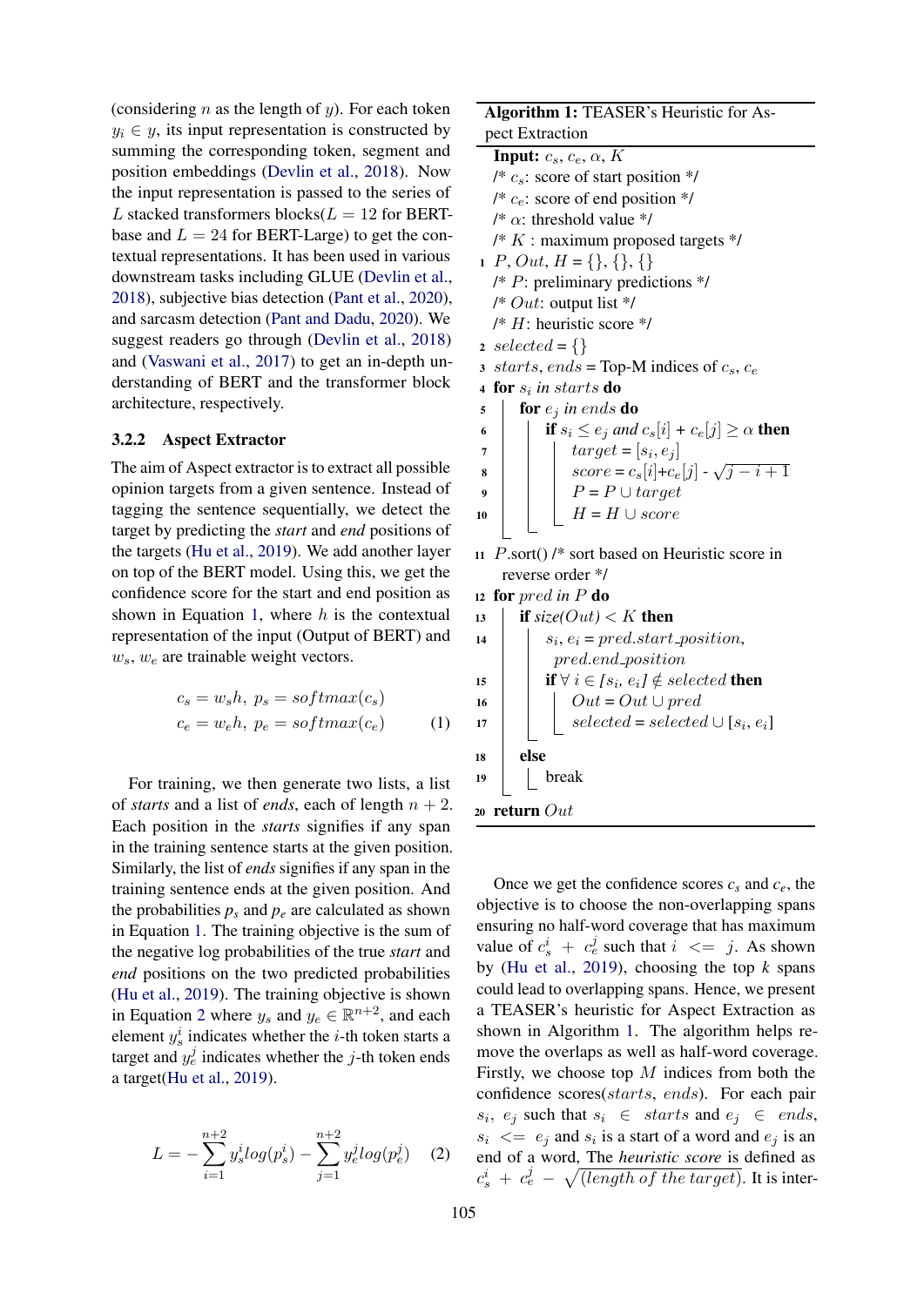(considering $n$ as the length of $y$). For each token $y_i \in y$, its input representation is constructed by summing the corresponding token, segment and position embeddings (Devlin et al., 2018). Now the input representation is passed to the series of $L$ stacked transformers blocks($L = 12$ for BERT-base and $L = 24$ for BERT-Large) to get the contextual representations. It has been used in various downstream tasks including GLUE (Devlin et al., 2018), subjective bias detection (Pant et al., 2020), and sarcasm detection (Pant and Dadu, 2020). We suggest readers go through (Devlin et al., 2018) and (Vaswani et al., 2017) to get an in-depth understanding of BERT and the transformer block architecture, respectively.

### 3.2.2 Aspect Extractor

The aim of Aspect extractor is to extract all possible opinion targets from a given sentence. Instead of tagging the sentence sequentially, we detect the target by predicting the *start* and *end* positions of the targets (Hu et al., 2019). We add another layer on top of the BERT model. Using this, we get the confidence score for the start and end position as shown in Equation 1, where $h$ is the contextual representation of the input (Output of BERT) and $w_s$, $w_e$ are trainable weight vectors.

$$c_s = w_s h,\ p_s = softmax(c_s)$$
$$c_e = w_e h,\ p_e = softmax(c_e) \qquad (1)$$

For training, we then generate two lists, a list of *starts* and a list of *ends*, each of length $n+2$. Each position in the *starts* signifies if any span in the training sentence starts at the given position. Similarly, the list of *ends* signifies if any span in the training sentence ends at the given position. And the probabilities $p_s$ and $p_e$ are calculated as shown in Equation 1. The training objective is the sum of the negative log probabilities of the true *start* and *end* positions on the two predicted probabilities (Hu et al., 2019). The training objective is shown in Equation 2 where $y_s$ and $y_e \in \mathbb{R}^{n+2}$, and each element $y_s^i$ indicates whether the $i$-th token starts a target and $y_e^j$ indicates whether the $j$-th token ends a target(Hu et al., 2019).

$$L = -\sum_{i=1}^{n+2} y_s^i log(p_s^i) - \sum_{j=1}^{n+2} y_e^j log(p_e^j) \qquad (2)$$

**Algorithm 1:** TEASER's Heuristic for Aspect Extraction

```
Input: c_s, c_e, α, K
/* c_s: score of start position */
/* c_e: score of end position */
/* α: threshold value */
/* K : maximum proposed targets */
1  P, Out, H = {}, {}, {}
   /* P: preliminary predictions */
   /* Out: output list */
   /* H: heuristic score */
2  selected = {}
3  starts, ends = Top-M indices of c_s, c_e
4  for s_i in starts do
5      for e_j in ends do
6          if s_i ≤ e_j and c_s[i] + c_e[j] ≥ α then
7              target = [s_i, e_j]
8              score = c_s[i]+c_e[j] - √(j − i + 1)
9              P = P ∪ target
10             H = H ∪ score
11 P.sort() /* sort based on Heuristic score in
      reverse order */
12 for pred in P do
13     if size(Out) < K then
14         s_i, e_i = pred.start_position,
             pred.end_position
15         if ∀ i ∈ [s_i, e_i] ∉ selected then
16             Out = Out ∪ pred
17             selected = selected ∪ [s_i, e_i]
18     else
19         break
20 return Out
```

Once we get the confidence scores $c_s$ and $c_e$, the objective is to choose the non-overlapping spans ensuring no half-word coverage that has maximum value of $c_s^i + c_e^j$ such that $i <= j$. As shown by (Hu et al., 2019), choosing the top $k$ spans could lead to overlapping spans. Hence, we present a TEASER's heuristic for Aspect Extraction as shown in Algorithm 1. The algorithm helps remove the overlaps as well as half-word coverage. Firstly, we choose top $M$ indices from both the confidence scores($starts$, $ends$). For each pair $s_i$, $e_j$ such that $s_i \in starts$ and $e_j \in ends$, $s_i <= e_j$ and $s_i$ is a start of a word and $e_j$ is an end of a word, The ***heuristic score*** is defined as $c_s^i + c_e^j - \sqrt{(length\ of\ the\ target)}$. It is inter-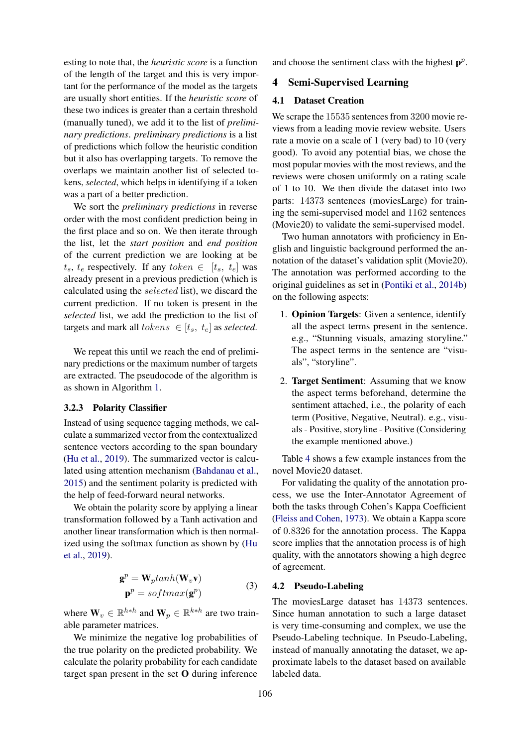esting to note that, the *heuristic score* is a function of the length of the target and this is very important for the performance of the model as the targets are usually short entities. If the *heuristic score* of these two indices is greater than a certain threshold (manually tuned), we add it to the list of *preliminary predictions*. *preliminary predictions* is a list of predictions which follow the heuristic condition but it also has overlapping targets. To remove the overlaps we maintain another list of selected tokens, *selected*, which helps in identifying if a token was a part of a better prediction.

We sort the *preliminary predictions* in reverse order with the most confident prediction being in the first place and so on. We then iterate through the list, let the *start position* and *end position* of the current prediction we are looking at be $t_s$, $t_e$ respectively. If any $token \in [t_s, t_e]$ was already present in a previous prediction (which is calculated using the $selected$ list), we discard the current prediction. If no token is present in the *selected* list, we add the prediction to the list of targets and mark all $tokens \in [t_s, t_e]$ as *selected*.

We repeat this until we reach the end of preliminary predictions or the maximum number of targets are extracted. The pseudocode of the algorithm is as shown in Algorithm 1.

### 3.2.3 Polarity Classifier

Instead of using sequence tagging methods, we calculate a summarized vector from the contextualized sentence vectors according to the span boundary (Hu et al., 2019). The summarized vector is calculated using attention mechanism (Bahdanau et al., 2015) and the sentiment polarity is predicted with the help of feed-forward neural networks.

We obtain the polarity score by applying a linear transformation followed by a Tanh activation and another linear transformation which is then normalized using the softmax function as shown by (Hu et al., 2019).

$$\mathbf{g}^p = \mathbf{W}_p tanh(\mathbf{W}_v \mathbf{v}) \\ \mathbf{p}^p = softmax(\mathbf{g}^p) \tag{3}$$

where $\mathbf{W}_v \in \mathbb{R}^{h*h}$ and $\mathbf{W}_p \in \mathbb{R}^{k*h}$ are two trainable parameter matrices.

We minimize the negative log probabilities of the true polarity on the predicted probability. We calculate the polarity probability for each candidate target span present in the set $\mathbf{O}$ during inference and choose the sentiment class with the highest $\mathbf{p}^p$.

## 4 Semi-Supervised Learning

### 4.1 Dataset Creation

We scrape the 15535 sentences from 3200 movie reviews from a leading movie review website. Users rate a movie on a scale of 1 (very bad) to 10 (very good). To avoid any potential bias, we chose the most popular movies with the most reviews, and the reviews were chosen uniformly on a rating scale of 1 to 10. We then divide the dataset into two parts: 14373 sentences (moviesLarge) for training the semi-supervised model and 1162 sentences (Movie20) to validate the semi-supervised model.

Two human annotators with proficiency in English and linguistic background performed the annotation of the dataset's validation split (Movie20). The annotation was performed according to the original guidelines as set in (Pontiki et al., 2014b) on the following aspects:

1. **Opinion Targets**: Given a sentence, identify all the aspect terms present in the sentence. e.g., "Stunning visuals, amazing storyline." The aspect terms in the sentence are "visuals", "storyline".

2. **Target Sentiment**: Assuming that we know the aspect terms beforehand, determine the sentiment attached, i.e., the polarity of each term (Positive, Negative, Neutral). e.g., visuals - Positive, storyline - Positive (Considering the example mentioned above.)

Table 4 shows a few example instances from the novel Movie20 dataset.

For validating the quality of the annotation process, we use the Inter-Annotator Agreement of both the tasks through Cohen's Kappa Coefficient (Fleiss and Cohen, 1973). We obtain a Kappa score of 0.8326 for the annotation process. The Kappa score implies that the annotation process is of high quality, with the annotators showing a high degree of agreement.

### 4.2 Pseudo-Labeling

The moviesLarge dataset has 14373 sentences. Since human annotation to such a large dataset is very time-consuming and complex, we use the Pseudo-Labeling technique. In Pseudo-Labeling, instead of manually annotating the dataset, we approximate labels to the dataset based on available labeled data.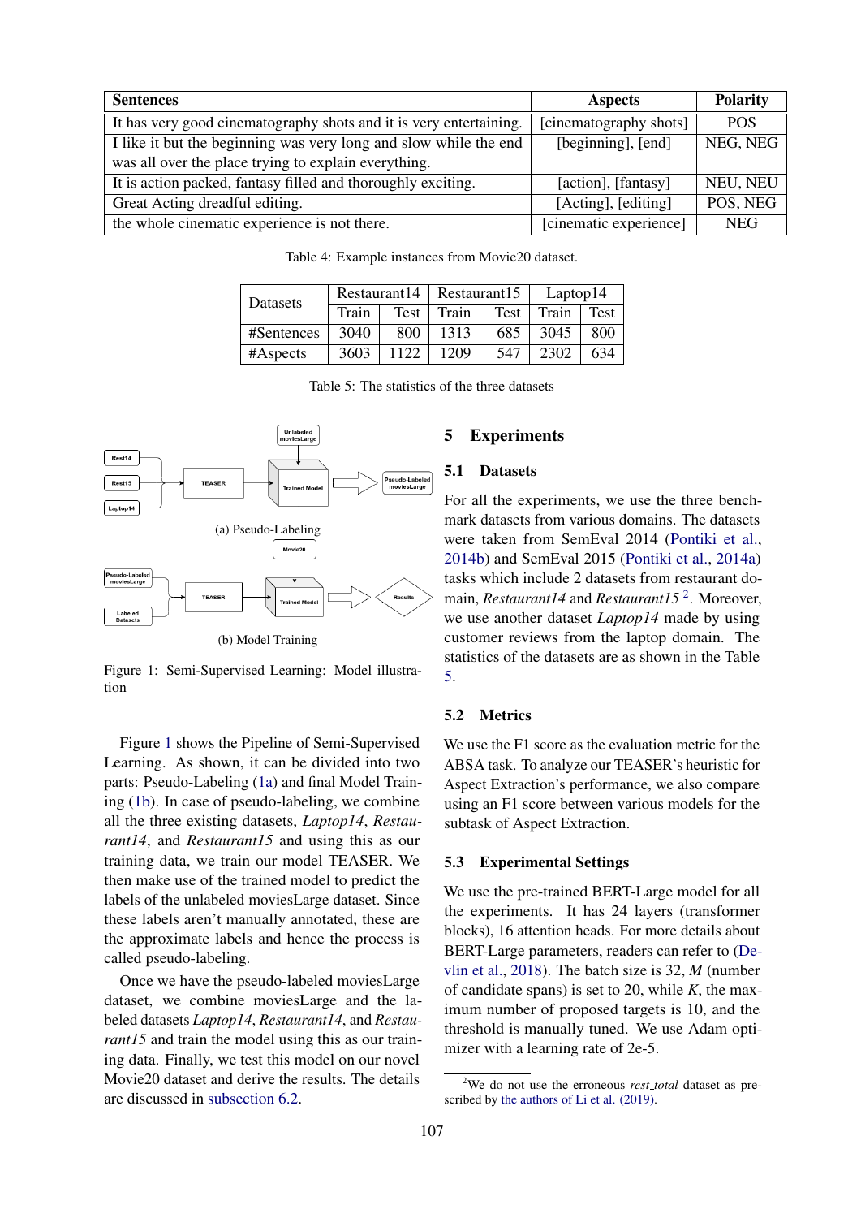| Sentences | Aspects | Polarity |
|---|---|---|
| It has very good cinematography shots and it is very entertaining. | [cinematography shots] | POS |
| I like it but the beginning was very long and slow while the end was all over the place trying to explain everything. | [beginning], [end] | NEG, NEG |
| It is action packed, fantasy filled and thoroughly exciting. | [action], [fantasy] | NEU, NEU |
| Great Acting dreadful editing. | [Acting], [editing] | POS, NEG |
| the whole cinematic experience is not there. | [cinematic experience] | NEG |

Table 4: Example instances from Movie20 dataset.

| Datasets | Restaurant14 | | Restaurant15 | | Laptop14 | |
|---|---|---|---|---|---|---|
| | Train | Test | Train | Test | Train | Test |
| #Sentences | 3040 | 800 | 1313 | 685 | 3045 | 800 |
| #Aspects | 3603 | 1122 | 1209 | 547 | 2302 | 634 |

Table 5: The statistics of the three datasets

(a) Pseudo-Labeling

(b) Model Training

Figure 1: Semi-Supervised Learning: Model illustration

Figure 1 shows the Pipeline of Semi-Supervised Learning. As shown, it can be divided into two parts: Pseudo-Labeling (1a) and final Model Training (1b). In case of pseudo-labeling, we combine all the three existing datasets, *Laptop14*, *Restaurant14*, and *Restaurant15* and using this as our training data, we train our model TEASER. We then make use of the trained model to predict the labels of the unlabeled moviesLarge dataset. Since these labels aren't manually annotated, these are the approximate labels and hence the process is called pseudo-labeling.

Once we have the pseudo-labeled moviesLarge dataset, we combine moviesLarge and the labeled datasets *Laptop14*, *Restaurant14*, and *Restaurant15* and train the model using this as our training data. Finally, we test this model on our novel Movie20 dataset and derive the results. The details are discussed in subsection 6.2.

## 5 Experiments

### 5.1 Datasets

For all the experiments, we use the three benchmark datasets from various domains. The datasets were taken from SemEval 2014 (Pontiki et al., 2014b) and SemEval 2015 (Pontiki et al., 2014a) tasks which include 2 datasets from restaurant domain, *Restaurant14* and *Restaurant15* [2]. Moreover, we use another dataset *Laptop14* made by using customer reviews from the laptop domain. The statistics of the datasets are as shown in the Table 5.

### 5.2 Metrics

We use the F1 score as the evaluation metric for the ABSA task. To analyze our TEASER's heuristic for Aspect Extraction's performance, we also compare using an F1 score between various models for the subtask of Aspect Extraction.

### 5.3 Experimental Settings

We use the pre-trained BERT-Large model for all the experiments. It has 24 layers (transformer blocks), 16 attention heads. For more details about BERT-Large parameters, readers can refer to (Devlin et al., 2018). The batch size is 32, $M$ (number of candidate spans) is set to 20, while $K$, the maximum number of proposed targets is 10, and the threshold is manually tuned. We use Adam optimizer with a learning rate of 2e-5.

[2]We do not use the erroneous *rest_total* dataset as prescribed by the authors of Li et al. (2019).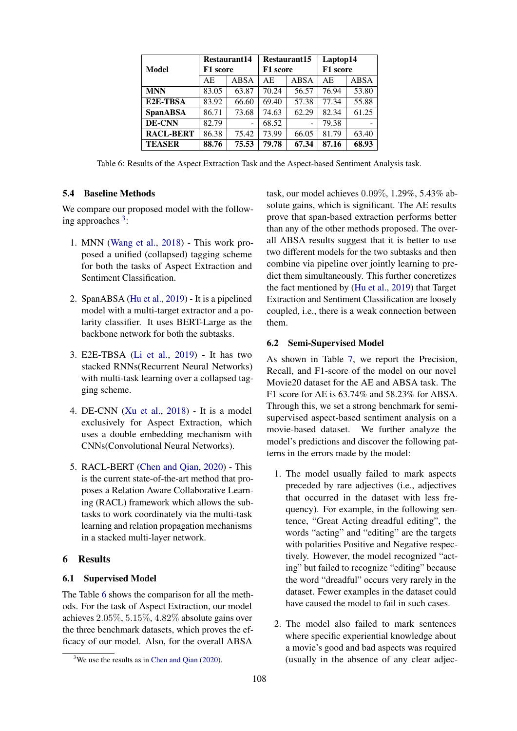| Model | Restaurant14 F1 score | | Restaurant15 F1 score | | Laptop14 F1 score | |
|---|---|---|---|---|---|---|
| | AE | ABSA | AE | ABSA | AE | ABSA |
| **MNN** | 83.05 | 63.87 | 70.24 | 56.57 | 76.94 | 53.80 |
| **E2E-TBSA** | 83.92 | 66.60 | 69.40 | 57.38 | 77.34 | 55.88 |
| **SpanABSA** | 86.71 | 73.68 | 74.63 | 62.29 | 82.34 | 61.25 |
| **DE-CNN** | 82.79 | - | 68.52 | - | 79.38 | - |
| **RACL-BERT** | 86.38 | 75.42 | 73.99 | 66.05 | 81.79 | 63.40 |
| **TEASER** | **88.76** | **75.53** | **79.78** | **67.34** | **87.16** | **68.93** |

Table 6: Results of the Aspect Extraction Task and the Aspect-based Sentiment Analysis task.

### 5.4 Baseline Methods

We compare our proposed model with the following approaches [3]:

1. MNN (Wang et al., 2018) - This work proposed a unified (collapsed) tagging scheme for both the tasks of Aspect Extraction and Sentiment Classification.

2. SpanABSA (Hu et al., 2019) - It is a pipelined model with a multi-target extractor and a polarity classifier. It uses BERT-Large as the backbone network for both the subtasks.

3. E2E-TBSA (Li et al., 2019) - It has two stacked RNNs(Recurrent Neural Networks) with multi-task learning over a collapsed tagging scheme.

4. DE-CNN (Xu et al., 2018) - It is a model exclusively for Aspect Extraction, which uses a double embedding mechanism with CNNs(Convolutional Neural Networks).

5. RACL-BERT (Chen and Qian, 2020) - This is the current state-of-the-art method that proposes a Relation Aware Collaborative Learning (RACL) framework which allows the subtasks to work coordinately via the multi-task learning and relation propagation mechanisms in a stacked multi-layer network.

## 6 Results

### 6.1 Supervised Model

The Table 6 shows the comparison for all the methods. For the task of Aspect Extraction, our model achieves $2.05\%$, $5.15\%$, $4.82\%$ absolute gains over the three benchmark datasets, which proves the efficacy of our model. Also, for the overall ABSA task, our model achieves $0.09\%$, $1.29\%$, $5.43\%$ absolute gains, which is significant. The AE results prove that span-based extraction performs better than any of the other methods proposed. The overall ABSA results suggest that it is better to use two different models for the two subtasks and then combine via pipeline over jointly learning to predict them simultaneously. This further concretizes the fact mentioned by (Hu et al., 2019) that Target Extraction and Sentiment Classification are loosely coupled, i.e., there is a weak connection between them.

### 6.2 Semi-Supervised Model

As shown in Table 7, we report the Precision, Recall, and F1-score of the model on our novel Movie20 dataset for the AE and ABSA task. The F1 score for AE is 63.74% and 58.23% for ABSA. Through this, we set a strong benchmark for semi-supervised aspect-based sentiment analysis on a movie-based dataset. We further analyze the model's predictions and discover the following patterns in the errors made by the model:

1. The model usually failed to mark aspects preceded by rare adjectives (i.e., adjectives that occurred in the dataset with less frequency). For example, in the following sentence, "Great Acting dreadful editing", the words "acting" and "editing" are the targets with polarities Positive and Negative respectively. However, the model recognized "acting" but failed to recognize "editing" because the word "dreadful" occurs very rarely in the dataset. Fewer examples in the dataset could have caused the model to fail in such cases.

2. The model also failed to mark sentences where specific experiential knowledge about a movie's good and bad aspects was required (usually in the absence of any clear adjec-

[3] We use the results as in Chen and Qian (2020).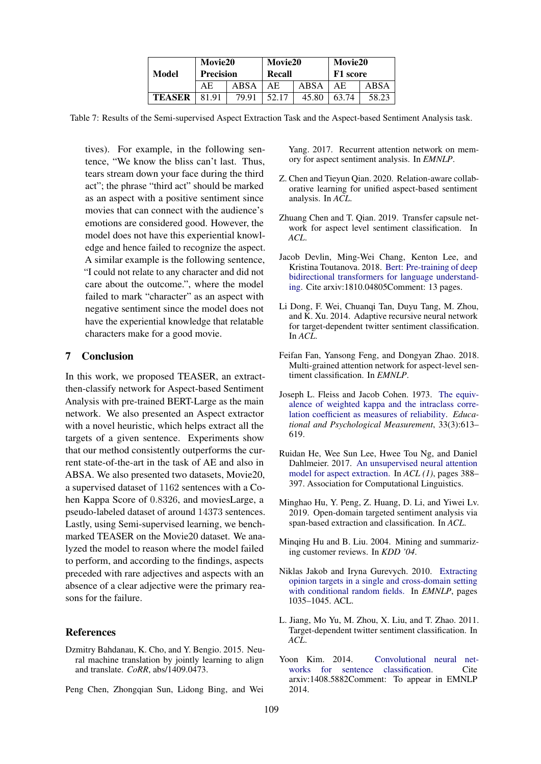| Model | Movie20 Precision | | Movie20 Recall | | Movie20 F1 score | |
|---|---|---|---|---|---|---|
| | AE | ABSA | AE | ABSA | AE | ABSA |
| **TEASER** | 81.91 | 79.91 | 52.17 | 45.80 | 63.74 | 58.23 |

Table 7: Results of the Semi-supervised Aspect Extraction Task and the Aspect-based Sentiment Analysis task.

tives). For example, in the following sentence, "We know the bliss can't last. Thus, tears stream down your face during the third act"; the phrase "third act" should be marked as an aspect with a positive sentiment since movies that can connect with the audience's emotions are considered good. However, the model does not have this experiential knowledge and hence failed to recognize the aspect. A similar example is the following sentence, "I could not relate to any character and did not care about the outcome.", where the model failed to mark "character" as an aspect with negative sentiment since the model does not have the experiential knowledge that relatable characters make for a good movie.

## 7 Conclusion

In this work, we proposed TEASER, an extract-then-classify network for Aspect-based Sentiment Analysis with pre-trained BERT-Large as the main network. We also presented an Aspect extractor with a novel heuristic, which helps extract all the targets of a given sentence. Experiments show that our method consistently outperforms the current state-of-the-art in the task of AE and also in ABSA. We also presented two datasets, Movie20, a supervised dataset of 1162 sentences with a Cohen Kappa Score of 0.8326, and moviesLarge, a pseudo-labeled dataset of around 14373 sentences. Lastly, using Semi-supervised learning, we benchmarked TEASER on the Movie20 dataset. We analyzed the model to reason where the model failed to perform, and according to the findings, aspects preceded with rare adjectives and aspects with an absence of a clear adjective were the primary reasons for the failure.

## References

Dzmitry Bahdanau, K. Cho, and Y. Bengio. 2015. Neural machine translation by jointly learning to align and translate. *CoRR*, abs/1409.0473.

Peng Chen, Zhongqian Sun, Lidong Bing, and Wei Yang. 2017. Recurrent attention network on memory for aspect sentiment analysis. In *EMNLP*.

Z. Chen and Tieyun Qian. 2020. Relation-aware collaborative learning for unified aspect-based sentiment analysis. In *ACL*.

Zhuang Chen and T. Qian. 2019. Transfer capsule network for aspect level sentiment classification. In *ACL*.

Jacob Devlin, Ming-Wei Chang, Kenton Lee, and Kristina Toutanova. 2018. Bert: Pre-training of deep bidirectional transformers for language understanding. Cite arxiv:1810.04805Comment: 13 pages.

Li Dong, F. Wei, Chuanqi Tan, Duyu Tang, M. Zhou, and K. Xu. 2014. Adaptive recursive neural network for target-dependent twitter sentiment classification. In *ACL*.

Feifan Fan, Yansong Feng, and Dongyan Zhao. 2018. Multi-grained attention network for aspect-level sentiment classification. In *EMNLP*.

Joseph L. Fleiss and Jacob Cohen. 1973. The equivalence of weighted kappa and the intraclass correlation coefficient as measures of reliability. *Educational and Psychological Measurement*, 33(3):613–619.

Ruidan He, Wee Sun Lee, Hwee Tou Ng, and Daniel Dahlmeier. 2017. An unsupervised neural attention model for aspect extraction. In *ACL (1)*, pages 388–397. Association for Computational Linguistics.

Minghao Hu, Y. Peng, Z. Huang, D. Li, and Yiwei Lv. 2019. Open-domain targeted sentiment analysis via span-based extraction and classification. In *ACL*.

Minqing Hu and B. Liu. 2004. Mining and summarizing customer reviews. In *KDD '04*.

Niklas Jakob and Iryna Gurevych. 2010. Extracting opinion targets in a single and cross-domain setting with conditional random fields. In *EMNLP*, pages 1035–1045. ACL.

L. Jiang, Mo Yu, M. Zhou, X. Liu, and T. Zhao. 2011. Target-dependent twitter sentiment classification. In *ACL*.

Yoon Kim. 2014. Convolutional neural networks for sentence classification. Cite arxiv:1408.5882Comment: To appear in EMNLP 2014.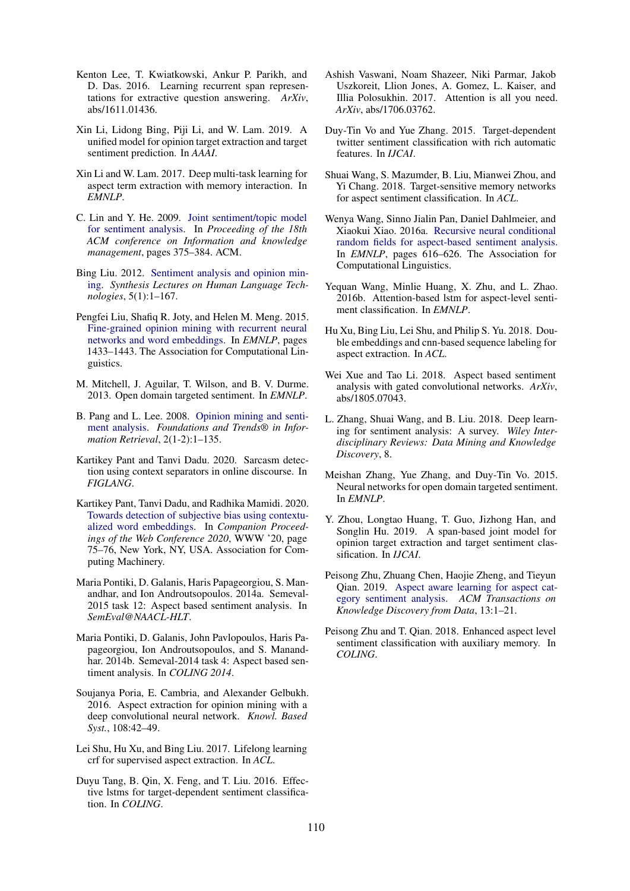Kenton Lee, T. Kwiatkowski, Ankur P. Parikh, and D. Das. 2016. Learning recurrent span representations for extractive question answering. *ArXiv*, abs/1611.01436.

Xin Li, Lidong Bing, Piji Li, and W. Lam. 2019. A unified model for opinion target extraction and target sentiment prediction. In *AAAI*.

Xin Li and W. Lam. 2017. Deep multi-task learning for aspect term extraction with memory interaction. In *EMNLP*.

C. Lin and Y. He. 2009. Joint sentiment/topic model for sentiment analysis. In *Proceeding of the 18th ACM conference on Information and knowledge management*, pages 375–384. ACM.

Bing Liu. 2012. Sentiment analysis and opinion mining. *Synthesis Lectures on Human Language Technologies*, 5(1):1–167.

Pengfei Liu, Shafiq R. Joty, and Helen M. Meng. 2015. Fine-grained opinion mining with recurrent neural networks and word embeddings. In *EMNLP*, pages 1433–1443. The Association for Computational Linguistics.

M. Mitchell, J. Aguilar, T. Wilson, and B. V. Durme. 2013. Open domain targeted sentiment. In *EMNLP*.

B. Pang and L. Lee. 2008. Opinion mining and sentiment analysis. *Foundations and Trends® in Information Retrieval*, 2(1-2):1–135.

Kartikey Pant and Tanvi Dadu. 2020. Sarcasm detection using context separators in online discourse. In *FIGLANG*.

Kartikey Pant, Tanvi Dadu, and Radhika Mamidi. 2020. Towards detection of subjective bias using contextualized word embeddings. In *Companion Proceedings of the Web Conference 2020*, WWW '20, page 75–76, New York, NY, USA. Association for Computing Machinery.

Maria Pontiki, D. Galanis, Haris Papageorgiou, S. Manandhar, and Ion Androutsopoulos. 2014a. Semeval-2015 task 12: Aspect based sentiment analysis. In *SemEval@NAACL-HLT*.

Maria Pontiki, D. Galanis, John Pavlopoulos, Haris Papageorgiou, Ion Androutsopoulos, and S. Manandhar. 2014b. Semeval-2014 task 4: Aspect based sentiment analysis. In *COLING 2014*.

Soujanya Poria, E. Cambria, and Alexander Gelbukh. 2016. Aspect extraction for opinion mining with a deep convolutional neural network. *Knowl. Based Syst.*, 108:42–49.

Lei Shu, Hu Xu, and Bing Liu. 2017. Lifelong learning crf for supervised aspect extraction. In *ACL*.

Duyu Tang, B. Qin, X. Feng, and T. Liu. 2016. Effective lstms for target-dependent sentiment classification. In *COLING*.

Ashish Vaswani, Noam Shazeer, Niki Parmar, Jakob Uszkoreit, Llion Jones, A. Gomez, L. Kaiser, and Illia Polosukhin. 2017. Attention is all you need. *ArXiv*, abs/1706.03762.

Duy-Tin Vo and Yue Zhang. 2015. Target-dependent twitter sentiment classification with rich automatic features. In *IJCAI*.

Shuai Wang, S. Mazumder, B. Liu, Mianwei Zhou, and Yi Chang. 2018. Target-sensitive memory networks for aspect sentiment classification. In *ACL*.

Wenya Wang, Sinno Jialin Pan, Daniel Dahlmeier, and Xiaokui Xiao. 2016a. Recursive neural conditional random fields for aspect-based sentiment analysis. In *EMNLP*, pages 616–626. The Association for Computational Linguistics.

Yequan Wang, Minlie Huang, X. Zhu, and L. Zhao. 2016b. Attention-based lstm for aspect-level sentiment classification. In *EMNLP*.

Hu Xu, Bing Liu, Lei Shu, and Philip S. Yu. 2018. Double embeddings and cnn-based sequence labeling for aspect extraction. In *ACL*.

Wei Xue and Tao Li. 2018. Aspect based sentiment analysis with gated convolutional networks. *ArXiv*, abs/1805.07043.

L. Zhang, Shuai Wang, and B. Liu. 2018. Deep learning for sentiment analysis: A survey. *Wiley Interdisciplinary Reviews: Data Mining and Knowledge Discovery*, 8.

Meishan Zhang, Yue Zhang, and Duy-Tin Vo. 2015. Neural networks for open domain targeted sentiment. In *EMNLP*.

Y. Zhou, Longtao Huang, T. Guo, Jizhong Han, and Songlin Hu. 2019. A span-based joint model for opinion target extraction and target sentiment classification. In *IJCAI*.

Peisong Zhu, Zhuang Chen, Haojie Zheng, and Tieyun Qian. 2019. Aspect aware learning for aspect category sentiment analysis. *ACM Transactions on Knowledge Discovery from Data*, 13:1–21.

Peisong Zhu and T. Qian. 2018. Enhanced aspect level sentiment classification with auxiliary memory. In *COLING*.